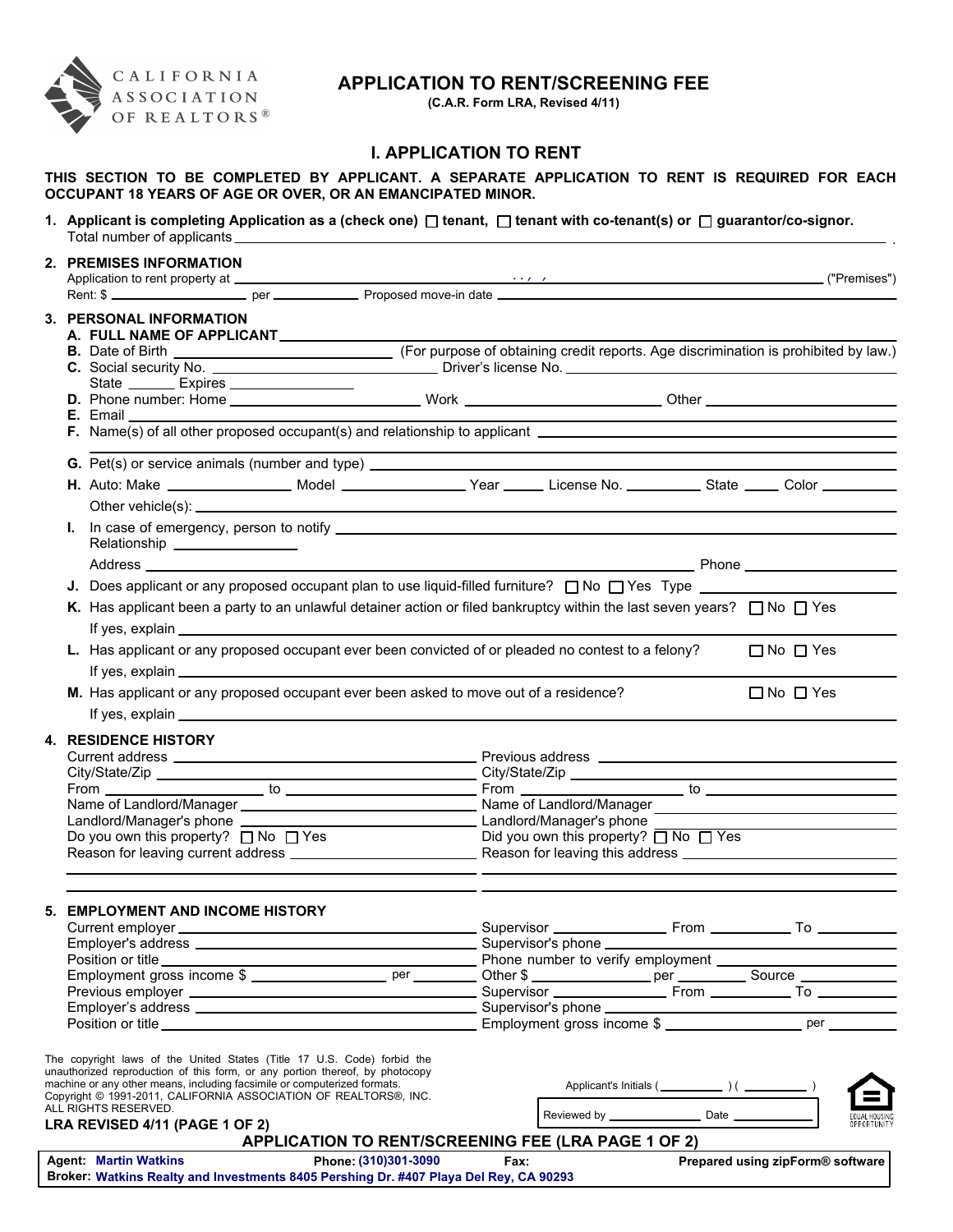CALIFORNIA ASSOCIATION OF REALTORS®

# APPLICATION TO RENT/SCREENING FEE

**(C.A.R. Form LRA, Revised 4/11)**

## I. APPLICATION TO RENT

**THIS SECTION TO BE COMPLETED BY APPLICANT. A SEPARATE APPLICATION TO RENT IS REQUIRED FOR EACH OCCUPANT 18 YEARS OF AGE OR OVER, OR AN EMANCIPATED MINOR.**

1. **Applicant is completing Application as a (check one) ☐ tenant, ☐ tenant with co-tenant(s) or ☐ guarantor/co-signor.**
   Total number of applicants \_\_\_\_\_\_\_\_\_\_\_\_\_\_\_\_\_\_\_\_ .

2. **PREMISES INFORMATION**
   Application to rent property at \_\_\_\_\_\_\_\_\_\_\_\_\_\_\_\_\_\_\_\_ , , \_\_\_\_\_\_\_\_\_\_\_\_\_\_\_\_\_\_\_\_ ("Premises")
   Rent: $ \_\_\_\_\_\_\_\_\_\_ per \_\_\_\_\_\_\_\_\_\_ Proposed move-in date \_\_\_\_\_\_\_\_\_\_\_\_\_\_\_\_\_\_\_\_

3. **PERSONAL INFORMATION**
   **A. FULL NAME OF APPLICANT** \_\_\_\_\_\_\_\_\_\_\_\_\_\_\_\_\_\_\_\_
   **B.** Date of Birth \_\_\_\_\_\_\_\_\_\_ (For purpose of obtaining credit reports. Age discrimination is prohibited by law.)
   **C.** Social security No. \_\_\_\_\_\_\_\_\_\_ Driver's license No. \_\_\_\_\_\_\_\_\_\_
   State \_\_\_\_\_\_ Expires \_\_\_\_\_\_\_\_\_\_
   **D.** Phone number: Home \_\_\_\_\_\_\_\_\_\_ Work \_\_\_\_\_\_\_\_\_\_ Other \_\_\_\_\_\_\_\_\_\_
   **E.** Email \_\_\_\_\_\_\_\_\_\_\_\_\_\_\_\_\_\_\_\_
   **F.** Name(s) of all other proposed occupant(s) and relationship to applicant \_\_\_\_\_\_\_\_\_\_\_\_\_\_\_\_\_\_\_\_
   **G.** Pet(s) or service animals (number and type) \_\_\_\_\_\_\_\_\_\_\_\_\_\_\_\_\_\_\_\_
   **H.** Auto: Make \_\_\_\_\_\_\_\_\_\_ Model \_\_\_\_\_\_\_\_\_\_ Year \_\_\_\_\_ License No. \_\_\_\_\_\_\_\_\_\_ State \_\_\_\_\_ Color \_\_\_\_\_\_\_\_\_\_
   Other vehicle(s): \_\_\_\_\_\_\_\_\_\_\_\_\_\_\_\_\_\_\_\_
   **I.** In case of emergency, person to notify \_\_\_\_\_\_\_\_\_\_\_\_\_\_\_\_\_\_\_\_
   Relationship \_\_\_\_\_\_\_\_\_\_
   Address \_\_\_\_\_\_\_\_\_\_\_\_\_\_\_\_\_\_\_\_ Phone \_\_\_\_\_\_\_\_\_\_
   **J.** Does applicant or any proposed occupant plan to use liquid-filled furniture? ☐ No ☐ Yes Type \_\_\_\_\_\_\_\_\_\_
   **K.** Has applicant been a party to an unlawful detainer action or filed bankruptcy within the last seven years? ☐ No ☐ Yes
   If yes, explain \_\_\_\_\_\_\_\_\_\_\_\_\_\_\_\_\_\_\_\_
   **L.** Has applicant or any proposed occupant ever been convicted of or pleaded no contest to a felony? ☐ No ☐ Yes
   If yes, explain \_\_\_\_\_\_\_\_\_\_\_\_\_\_\_\_\_\_\_\_
   **M.** Has applicant or any proposed occupant ever been asked to move out of a residence? ☐ No ☐ Yes
   If yes, explain \_\_\_\_\_\_\_\_\_\_\_\_\_\_\_\_\_\_\_\_

4. **RESIDENCE HISTORY**

| Current | Previous |
| --- | --- |
| Current address \_\_\_\_\_\_\_\_\_\_ | Previous address \_\_\_\_\_\_\_\_\_\_ |
| City/State/Zip \_\_\_\_\_\_\_\_\_\_ | City/State/Zip \_\_\_\_\_\_\_\_\_\_ |
| From \_\_\_\_\_\_ to \_\_\_\_\_\_ | From \_\_\_\_\_\_ to \_\_\_\_\_\_ |
| Name of Landlord/Manager \_\_\_\_\_\_\_\_\_\_ | Name of Landlord/Manager \_\_\_\_\_\_\_\_\_\_ |
| Landlord/Manager's phone \_\_\_\_\_\_\_\_\_\_ | Landlord/Manager's phone \_\_\_\_\_\_\_\_\_\_ |
| Do you own this property? ☐ No ☐ Yes | Did you own this property? ☐ No ☐ Yes |
| Reason for leaving current address \_\_\_\_\_\_\_\_\_\_ | Reason for leaving this address \_\_\_\_\_\_\_\_\_\_ |

5. **EMPLOYMENT AND INCOME HISTORY**

| | |
| --- | --- |
| Current employer \_\_\_\_\_\_\_\_\_\_ | Supervisor \_\_\_\_\_\_ From \_\_\_\_\_\_ To \_\_\_\_\_\_ |
| Employer's address \_\_\_\_\_\_\_\_\_\_ | Supervisor's phone \_\_\_\_\_\_\_\_\_\_ |
| Position or title \_\_\_\_\_\_\_\_\_\_ | Phone number to verify employment \_\_\_\_\_\_\_\_\_\_ |
| Employment gross income $ \_\_\_\_\_\_ per \_\_\_\_\_\_ | Other $ \_\_\_\_\_\_ per \_\_\_\_\_\_ Source \_\_\_\_\_\_ |
| Previous employer \_\_\_\_\_\_\_\_\_\_ | Supervisor \_\_\_\_\_\_ From \_\_\_\_\_\_ To \_\_\_\_\_\_ |
| Employer's address \_\_\_\_\_\_\_\_\_\_ | Supervisor's phone \_\_\_\_\_\_\_\_\_\_ |
| Position or title \_\_\_\_\_\_\_\_\_\_ | Employment gross income $ \_\_\_\_\_\_ per \_\_\_\_\_\_ |

The copyright laws of the United States (Title 17 U.S. Code) forbid the unauthorized reproduction of this form, or any portion thereof, by photocopy machine or any other means, including facsimile or computerized formats. Copyright © 1991-2011, CALIFORNIA ASSOCIATION OF REALTORS®, INC. ALL RIGHTS RESERVED.

**LRA REVISED 4/11 (PAGE 1 OF 2)**

Applicant's Initials ( \_\_\_\_\_\_ ) ( \_\_\_\_\_\_ )

Reviewed by \_\_\_\_\_\_\_\_\_\_ Date \_\_\_\_\_\_\_\_\_\_

EQUAL HOUSING OPPORTUNITY

**APPLICATION TO RENT/SCREENING FEE (LRA PAGE 1 OF 2)**

**Agent:** Martin Watkins **Phone:** (310)301-3090 **Fax:** **Prepared using zipForm® software**
**Broker:** Watkins Realty and Investments 8405 Pershing Dr. #407 Playa Del Rey, CA 90293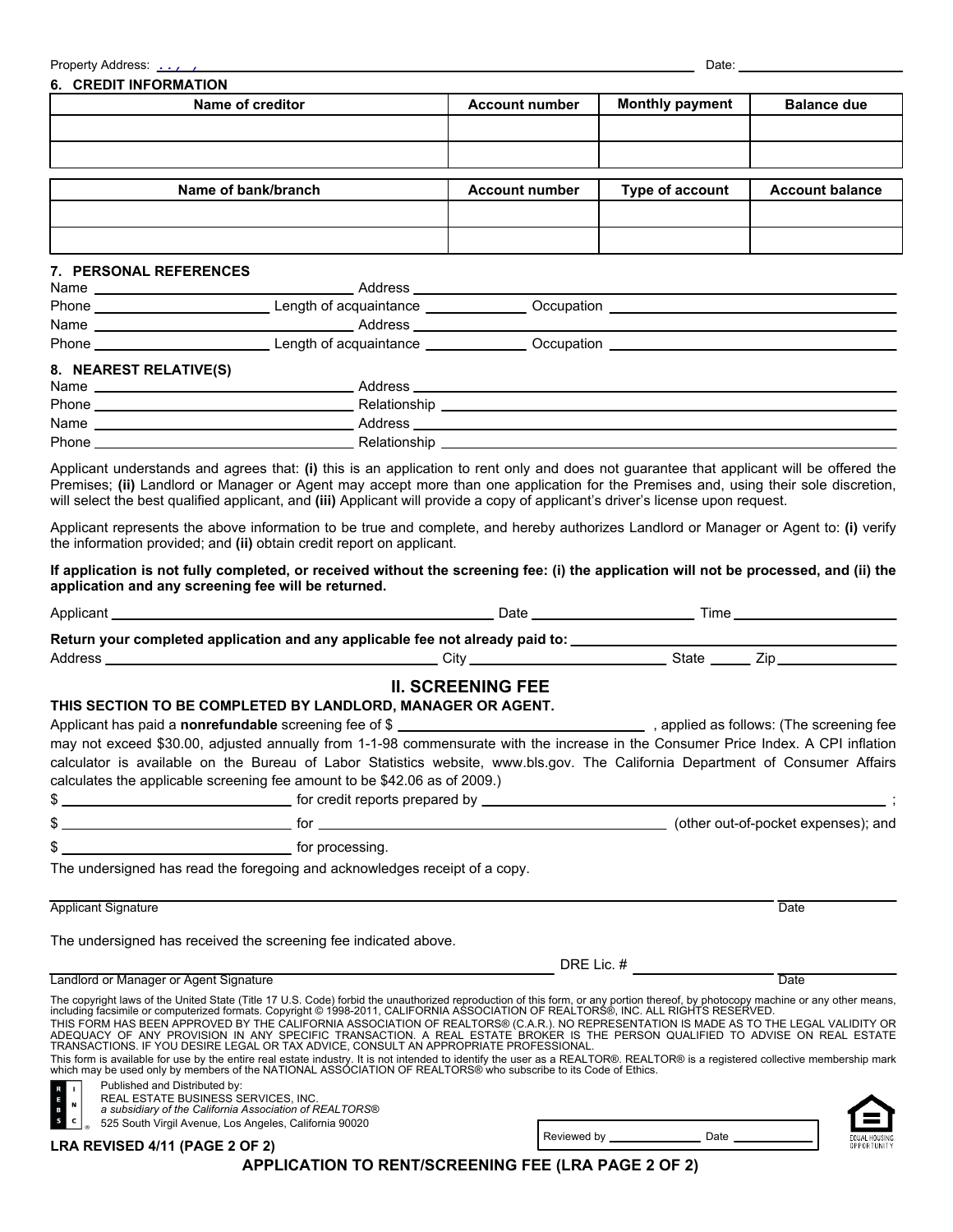Property Address: , , , , Date: ____________________

## 6. CREDIT INFORMATION

| Name of creditor | Account number | Monthly payment | Balance due |
|---|---|---|---|
| | | | |
| | | | |

| Name of bank/branch | Account number | Type of account | Account balance |
|---|---|---|---|
| | | | |
| | | | |

## 7. PERSONAL REFERENCES

Name ____________________ Address ____________________

Phone ____________________ Length of acquaintance ____________ Occupation ____________________

Name ____________________ Address ____________________

Phone ____________________ Length of acquaintance ____________ Occupation ____________________

## 8. NEAREST RELATIVE(S)

Name ____________________ Address ____________________

Phone ____________________ Relationship ____________________

Name ____________________ Address ____________________

Phone ____________________ Relationship ____________________

Applicant understands and agrees that: **(i)** this is an application to rent only and does not guarantee that applicant will be offered the Premises; **(ii)** Landlord or Manager or Agent may accept more than one application for the Premises and, using their sole discretion, will select the best qualified applicant, and **(iii)** Applicant will provide a copy of applicant's driver's license upon request.

Applicant represents the above information to be true and complete, and hereby authorizes Landlord or Manager or Agent to: **(i)** verify the information provided; and **(ii)** obtain credit report on applicant.

**If application is not fully completed, or received without the screening fee: (i) the application will not be processed, and (ii) the application and any screening fee will be returned.**

Applicant ____________________ Date ____________ Time ____________

**Return your completed application and any applicable fee not already paid to:** ____________________

Address ____________________ City ____________ State ______ Zip ____________

## II. SCREENING FEE

**THIS SECTION TO BE COMPLETED BY LANDLORD, MANAGER OR AGENT.**

Applicant has paid a **nonrefundable** screening fee of $ ____________ , applied as follows: (The screening fee may not exceed $30.00, adjusted annually from 1-1-98 commensurate with the increase in the Consumer Price Index. A CPI inflation calculator is available on the Bureau of Labor Statistics website, www.bls.gov. The California Department of Consumer Affairs calculates the applicable screening fee amount to be $42.06 as of 2009.)

$ ____________ for credit reports prepared by ____________________ ;

$ ____________ for ____________________ (other out-of-pocket expenses); and

$ ____________ for processing.

The undersigned has read the foregoing and acknowledges receipt of a copy.

____________________________________________ ____________

Applicant Signature Date

The undersigned has received the screening fee indicated above.

____________________________________________ DRE Lic. # ____________ ____________

Landlord or Manager or Agent Signature Date

The copyright laws of the United State (Title 17 U.S. Code) forbid the unauthorized reproduction of this form, or any portion thereof, by photocopy machine or any other means, including facsimile or computerized formats. Copyright © 1998-2011, CALIFORNIA ASSOCIATION OF REALTORS®, INC. ALL RIGHTS RESERVED.

THIS FORM HAS BEEN APPROVED BY THE CALIFORNIA ASSOCIATION OF REALTORS® (C.A.R.). NO REPRESENTATION IS MADE AS TO THE LEGAL VALIDITY OR ADEQUACY OF ANY PROVISION IN ANY SPECIFIC TRANSACTION. A REAL ESTATE BROKER IS THE PERSON QUALIFIED TO ADVISE ON REAL ESTATE TRANSACTIONS. IF YOU DESIRE LEGAL OR TAX ADVICE, CONSULT AN APPROPRIATE PROFESSIONAL.

This form is available for use by the entire real estate industry. It is not intended to identify the user as a REALTOR®. REALTOR® is a registered collective membership mark which may be used only by members of the NATIONAL ASSOCIATION OF REALTORS® who subscribe to its Code of Ethics.

Published and Distributed by:
REAL ESTATE BUSINESS SERVICES, INC.
*a subsidiary of the California Association of REALTORS®*
525 South Virgil Avenue, Los Angeles, California 90020

Reviewed by ____________ Date ____________

LRA REVISED 4/11 (PAGE 2 OF 2)

**APPLICATION TO RENT/SCREENING FEE (LRA PAGE 2 OF 2)**